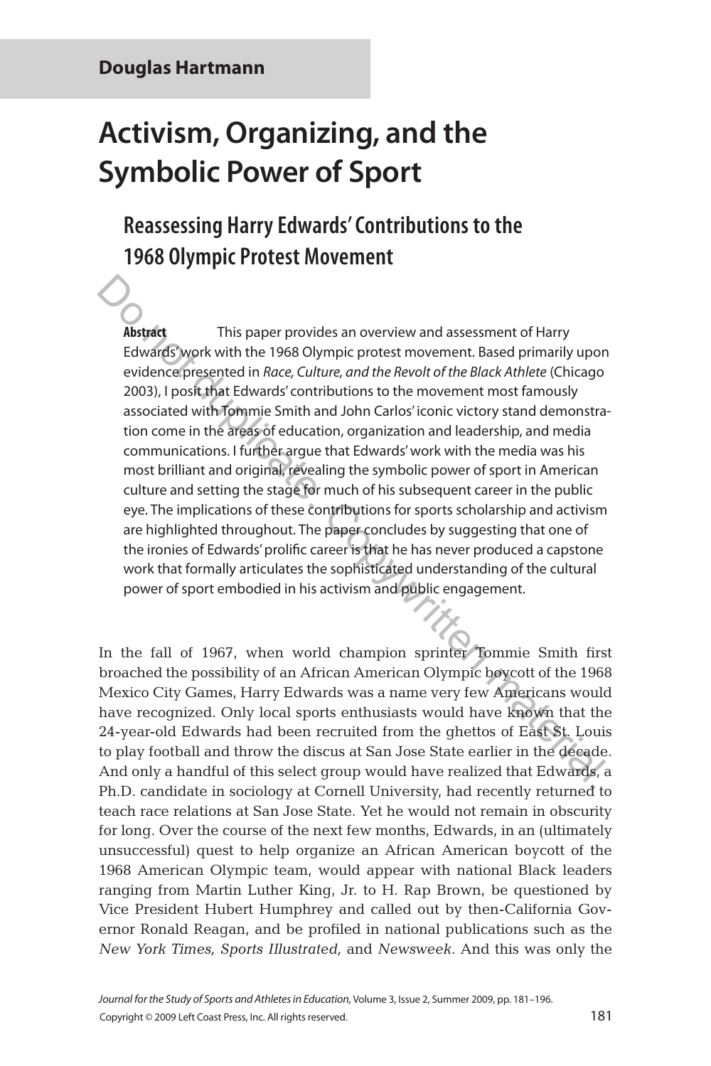**Douglas Hartmann**

# Activism, Organizing, and the Symbolic Power of Sport

## Reassessing Harry Edwards' Contributions to the 1968 Olympic Protest Movement

**Abstract** This paper provides an overview and assessment of Harry Edwards' work with the 1968 Olympic protest movement. Based primarily upon evidence presented in *Race, Culture, and the Revolt of the Black Athlete* (Chicago 2003), I posit that Edwards' contributions to the movement most famously associated with Tommie Smith and John Carlos' iconic victory stand demonstration come in the areas of education, organization and leadership, and media communications. I further argue that Edwards' work with the media was his most brilliant and original, revealing the symbolic power of sport in American culture and setting the stage for much of his subsequent career in the public eye. The implications of these contributions for sports scholarship and activism are highlighted throughout. The paper concludes by suggesting that one of the ironies of Edwards' prolific career is that he has never produced a capstone work that formally articulates the sophisticated understanding of the cultural power of sport embodied in his activism and public engagement.

In the fall of 1967, when world champion sprinter Tommie Smith first broached the possibility of an African American Olympic boycott of the 1968 Mexico City Games, Harry Edwards was a name very few Americans would have recognized. Only local sports enthusiasts would have known that the 24-year-old Edwards had been recruited from the ghettos of East St. Louis to play football and throw the discus at San Jose State earlier in the decade. And only a handful of this select group would have realized that Edwards, a Ph.D. candidate in sociology at Cornell University, had recently returned to teach race relations at San Jose State. Yet he would not remain in obscurity for long. Over the course of the next few months, Edwards, in an (ultimately unsuccessful) quest to help organize an African American boycott of the 1968 American Olympic team, would appear with national Black leaders ranging from Martin Luther King, Jr. to H. Rap Brown, be questioned by Vice President Hubert Humphrey and called out by then-California Governor Ronald Reagan, and be profiled in national publications such as the *New York Times, Sports Illustrated,* and *Newsweek*. And this was only the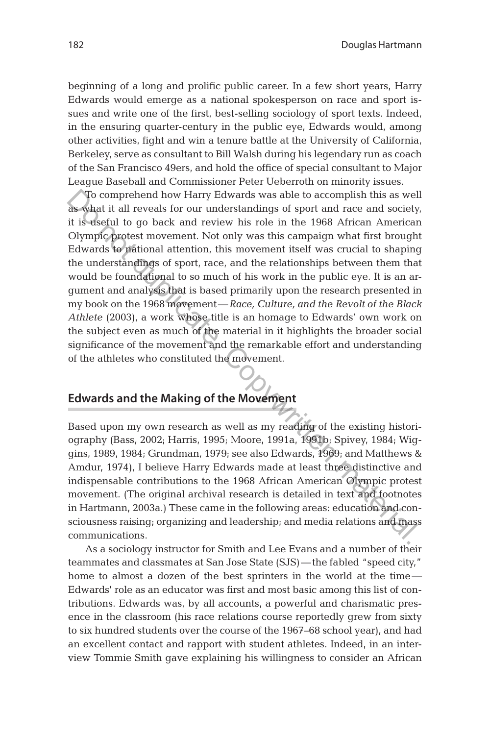beginning of a long and prolific public career. In a few short years, Harry Edwards would emerge as a national spokesperson on race and sport issues and write one of the first, best-selling sociology of sport texts. Indeed, in the ensuring quarter-century in the public eye, Edwards would, among other activities, fight and win a tenure battle at the University of California, Berkeley, serve as consultant to Bill Walsh during his legendary run as coach of the San Francisco 49ers, and hold the office of special consultant to Major League Baseball and Commissioner Peter Ueberroth on minority issues.

To comprehend how Harry Edwards was able to accomplish this as well as what it all reveals for our understandings of sport and race and society, it is useful to go back and review his role in the 1968 African American Olympic protest movement. Not only was this campaign what first brought Edwards to national attention, this movement itself was crucial to shaping the understandings of sport, race, and the relationships between them that would be foundational to so much of his work in the public eye. It is an argument and analysis that is based primarily upon the research presented in my book on the 1968 movement—*Race, Culture, and the Revolt of the Black Athlete* (2003), a work whose title is an homage to Edwards' own work on the subject even as much of the material in it highlights the broader social significance of the movement and the remarkable effort and understanding of the athletes who constituted the movement.

## Edwards and the Making of the Movement

Based upon my own research as well as my reading of the existing historiography (Bass, 2002; Harris, 1995; Moore, 1991a, 1991b; Spivey, 1984; Wiggins, 1989, 1984; Grundman, 1979; see also Edwards, 1969; and Matthews & Amdur, 1974), I believe Harry Edwards made at least three distinctive and indispensable contributions to the 1968 African American Olympic protest movement. (The original archival research is detailed in text and footnotes in Hartmann, 2003a.) These came in the following areas: education and consciousness raising; organizing and leadership; and media relations and mass communications.

As a sociology instructor for Smith and Lee Evans and a number of their teammates and classmates at San Jose State (SJS)—the fabled "speed city," home to almost a dozen of the best sprinters in the world at the time—Edwards' role as an educator was first and most basic among this list of contributions. Edwards was, by all accounts, a powerful and charismatic presence in the classroom (his race relations course reportedly grew from sixty to six hundred students over the course of the 1967–68 school year), and had an excellent contact and rapport with student athletes. Indeed, in an interview Tommie Smith gave explaining his willingness to consider an African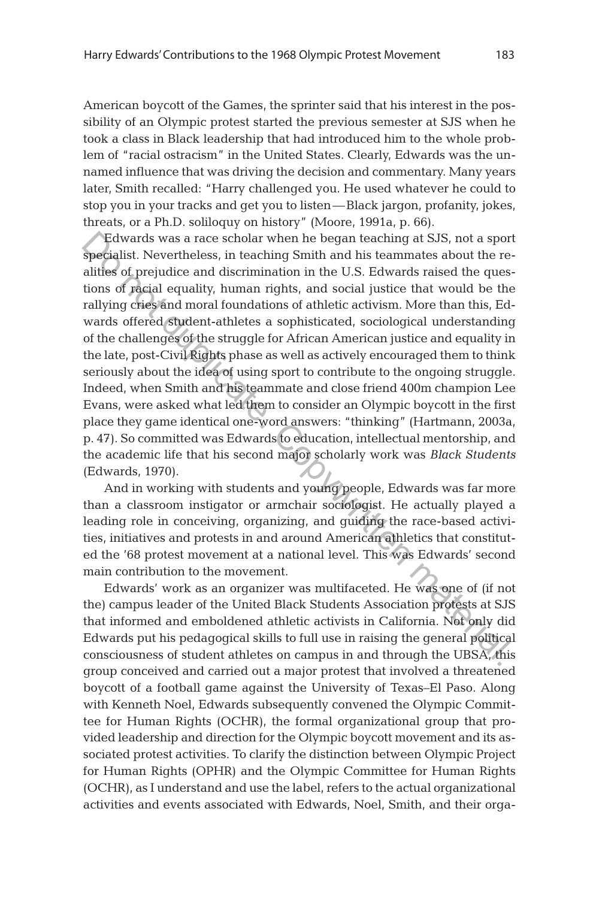American boycott of the Games, the sprinter said that his interest in the possibility of an Olympic protest started the previous semester at SJS when he took a class in Black leadership that had introduced him to the whole problem of "racial ostracism" in the United States. Clearly, Edwards was the unnamed influence that was driving the decision and commentary. Many years later, Smith recalled: "Harry challenged you. He used whatever he could to stop you in your tracks and get you to listen—Black jargon, profanity, jokes, threats, or a Ph.D. soliloquy on history" (Moore, 1991a, p. 66).

Edwards was a race scholar when he began teaching at SJS, not a sport specialist. Nevertheless, in teaching Smith and his teammates about the realities of prejudice and discrimination in the U.S. Edwards raised the questions of racial equality, human rights, and social justice that would be the rallying cries and moral foundations of athletic activism. More than this, Edwards offered student-athletes a sophisticated, sociological understanding of the challenges of the struggle for African American justice and equality in the late, post-Civil Rights phase as well as actively encouraged them to think seriously about the idea of using sport to contribute to the ongoing struggle. Indeed, when Smith and his teammate and close friend 400m champion Lee Evans, were asked what led them to consider an Olympic boycott in the first place they game identical one-word answers: "thinking" (Hartmann, 2003a, p. 47). So committed was Edwards to education, intellectual mentorship, and the academic life that his second major scholarly work was *Black Students* (Edwards, 1970).

And in working with students and young people, Edwards was far more than a classroom instigator or armchair sociologist. He actually played a leading role in conceiving, organizing, and guiding the race-based activities, initiatives and protests in and around American athletics that constituted the '68 protest movement at a national level. This was Edwards' second main contribution to the movement.

Edwards' work as an organizer was multifaceted. He was one of (if not the) campus leader of the United Black Students Association protests at SJS that informed and emboldened athletic activists in California. Not only did Edwards put his pedagogical skills to full use in raising the general political consciousness of student athletes on campus in and through the UBSA, this group conceived and carried out a major protest that involved a threatened boycott of a football game against the University of Texas–El Paso. Along with Kenneth Noel, Edwards subsequently convened the Olympic Committee for Human Rights (OCHR), the formal organizational group that provided leadership and direction for the Olympic boycott movement and its associated protest activities. To clarify the distinction between Olympic Project for Human Rights (OPHR) and the Olympic Committee for Human Rights (OCHR), as I understand and use the label, refers to the actual organizational activities and events associated with Edwards, Noel, Smith, and their orga-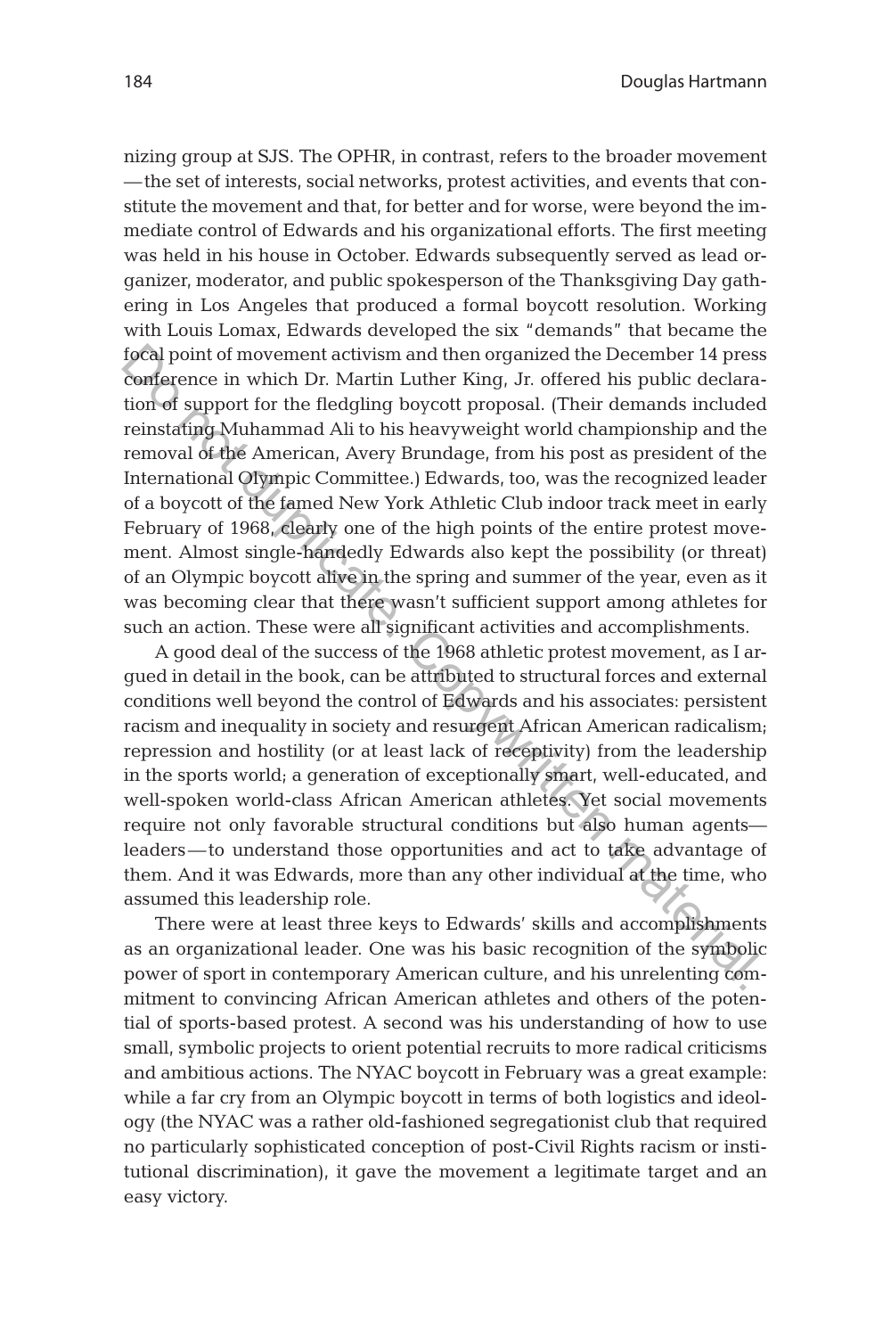nizing group at SJS. The OPHR, in contrast, refers to the broader movement —the set of interests, social networks, protest activities, and events that constitute the movement and that, for better and for worse, were beyond the immediate control of Edwards and his organizational efforts. The first meeting was held in his house in October. Edwards subsequently served as lead organizer, moderator, and public spokesperson of the Thanksgiving Day gathering in Los Angeles that produced a formal boycott resolution. Working with Louis Lomax, Edwards developed the six "demands" that became the focal point of movement activism and then organized the December 14 press conference in which Dr. Martin Luther King, Jr. offered his public declaration of support for the fledgling boycott proposal. (Their demands included reinstating Muhammad Ali to his heavyweight world championship and the removal of the American, Avery Brundage, from his post as president of the International Olympic Committee.) Edwards, too, was the recognized leader of a boycott of the famed New York Athletic Club indoor track meet in early February of 1968, clearly one of the high points of the entire protest movement. Almost single-handedly Edwards also kept the possibility (or threat) of an Olympic boycott alive in the spring and summer of the year, even as it was becoming clear that there wasn't sufficient support among athletes for such an action. These were all significant activities and accomplishments.

A good deal of the success of the 1968 athletic protest movement, as I argued in detail in the book, can be attributed to structural forces and external conditions well beyond the control of Edwards and his associates: persistent racism and inequality in society and resurgent African American radicalism; repression and hostility (or at least lack of receptivity) from the leadership in the sports world; a generation of exceptionally smart, well-educated, and well-spoken world-class African American athletes. Yet social movements require not only favorable structural conditions but also human agents—leaders—to understand those opportunities and act to take advantage of them. And it was Edwards, more than any other individual at the time, who assumed this leadership role.

There were at least three keys to Edwards' skills and accomplishments as an organizational leader. One was his basic recognition of the symbolic power of sport in contemporary American culture, and his unrelenting commitment to convincing African American athletes and others of the potential of sports-based protest. A second was his understanding of how to use small, symbolic projects to orient potential recruits to more radical criticisms and ambitious actions. The NYAC boycott in February was a great example: while a far cry from an Olympic boycott in terms of both logistics and ideology (the NYAC was a rather old-fashioned segregationist club that required no particularly sophisticated conception of post-Civil Rights racism or institutional discrimination), it gave the movement a legitimate target and an easy victory.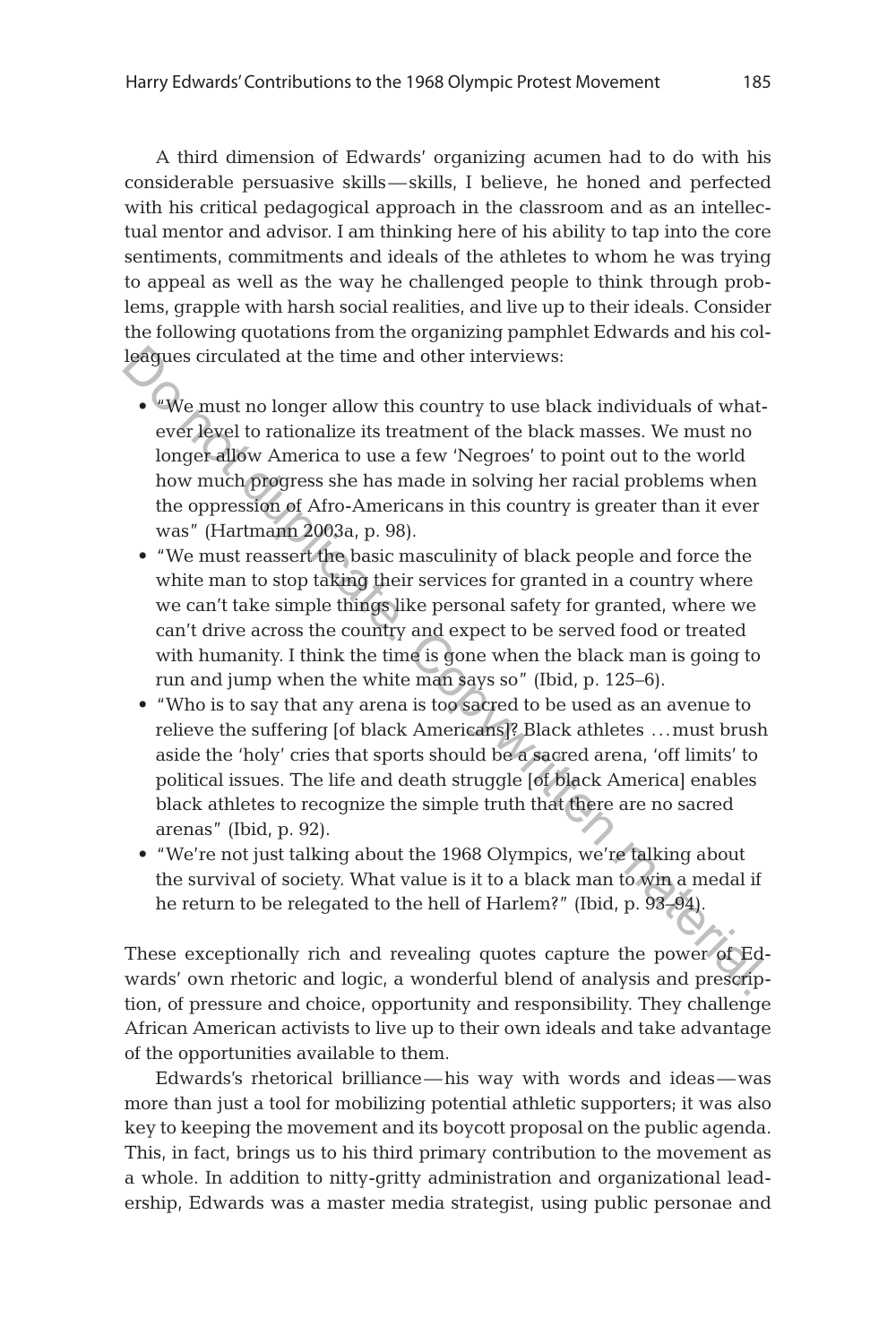A third dimension of Edwards' organizing acumen had to do with his considerable persuasive skills—skills, I believe, he honed and perfected with his critical pedagogical approach in the classroom and as an intellectual mentor and advisor. I am thinking here of his ability to tap into the core sentiments, commitments and ideals of the athletes to whom he was trying to appeal as well as the way he challenged people to think through problems, grapple with harsh social realities, and live up to their ideals. Consider the following quotations from the organizing pamphlet Edwards and his colleagues circulated at the time and other interviews:

- "We must no longer allow this country to use black individuals of whatever level to rationalize its treatment of the black masses. We must no longer allow America to use a few 'Negroes' to point out to the world how much progress she has made in solving her racial problems when the oppression of Afro-Americans in this country is greater than it ever was" (Hartmann 2003a, p. 98).
- "We must reassert the basic masculinity of black people and force the white man to stop taking their services for granted in a country where we can't take simple things like personal safety for granted, where we can't drive across the country and expect to be served food or treated with humanity. I think the time is gone when the black man is going to run and jump when the white man says so" (Ibid, p. 125–6).
- "Who is to say that any arena is too sacred to be used as an avenue to relieve the suffering [of black Americans]? Black athletes …must brush aside the 'holy' cries that sports should be a sacred arena, 'off limits' to political issues. The life and death struggle [of black America] enables black athletes to recognize the simple truth that there are no sacred arenas" (Ibid, p. 92).
- "We're not just talking about the 1968 Olympics, we're talking about the survival of society. What value is it to a black man to win a medal if he return to be relegated to the hell of Harlem?" (Ibid, p. 93–94).

These exceptionally rich and revealing quotes capture the power of Edwards' own rhetoric and logic, a wonderful blend of analysis and prescription, of pressure and choice, opportunity and responsibility. They challenge African American activists to live up to their own ideals and take advantage of the opportunities available to them.

Edwards's rhetorical brilliance—his way with words and ideas—was more than just a tool for mobilizing potential athletic supporters; it was also key to keeping the movement and its boycott proposal on the public agenda. This, in fact, brings us to his third primary contribution to the movement as a whole. In addition to nitty-gritty administration and organizational leadership, Edwards was a master media strategist, using public personae and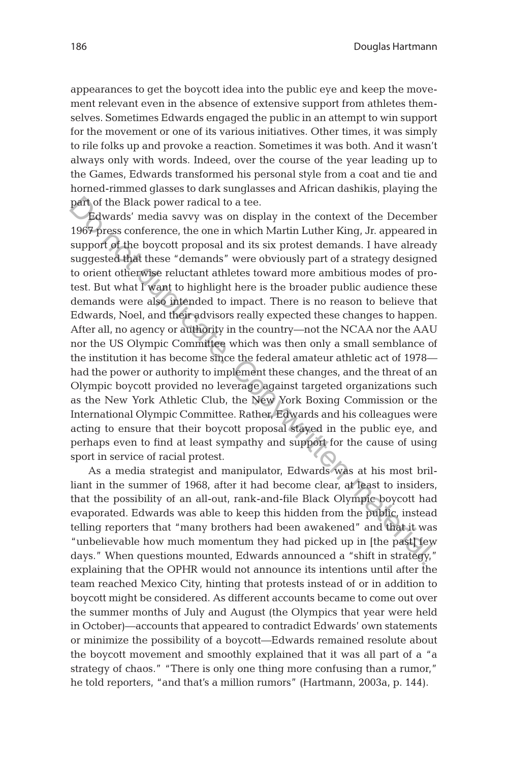appearances to get the boycott idea into the public eye and keep the movement relevant even in the absence of extensive support from athletes themselves. Sometimes Edwards engaged the public in an attempt to win support for the movement or one of its various initiatives. Other times, it was simply to rile folks up and provoke a reaction. Sometimes it was both. And it wasn't always only with words. Indeed, over the course of the year leading up to the Games, Edwards transformed his personal style from a coat and tie and horned-rimmed glasses to dark sunglasses and African dashikis, playing the part of the Black power radical to a tee.

Edwards' media savvy was on display in the context of the December 1967 press conference, the one in which Martin Luther King, Jr. appeared in support of the boycott proposal and its six protest demands. I have already suggested that these "demands" were obviously part of a strategy designed to orient otherwise reluctant athletes toward more ambitious modes of protest. But what I want to highlight here is the broader public audience these demands were also intended to impact. There is no reason to believe that Edwards, Noel, and their advisors really expected these changes to happen. After all, no agency or authority in the country—not the NCAA nor the AAU nor the US Olympic Committee which was then only a small semblance of the institution it has become since the federal amateur athletic act of 1978—had the power or authority to implement these changes, and the threat of an Olympic boycott provided no leverage against targeted organizations such as the New York Athletic Club, the New York Boxing Commission or the International Olympic Committee. Rather, Edwards and his colleagues were acting to ensure that their boycott proposal stayed in the public eye, and perhaps even to find at least sympathy and support for the cause of using sport in service of racial protest.

As a media strategist and manipulator, Edwards was at his most brilliant in the summer of 1968, after it had become clear, at least to insiders, that the possibility of an all-out, rank-and-file Black Olympic boycott had evaporated. Edwards was able to keep this hidden from the public, instead telling reporters that "many brothers had been awakened" and that it was "unbelievable how much momentum they had picked up in [the past] few days." When questions mounted, Edwards announced a "shift in strategy," explaining that the OPHR would not announce its intentions until after the team reached Mexico City, hinting that protests instead of or in addition to boycott might be considered. As different accounts became to come out over the summer months of July and August (the Olympics that year were held in October)—accounts that appeared to contradict Edwards' own statements or minimize the possibility of a boycott—Edwards remained resolute about the boycott movement and smoothly explained that it was all part of a "a strategy of chaos." "There is only one thing more confusing than a rumor," he told reporters, "and that's a million rumors" (Hartmann, 2003a, p. 144).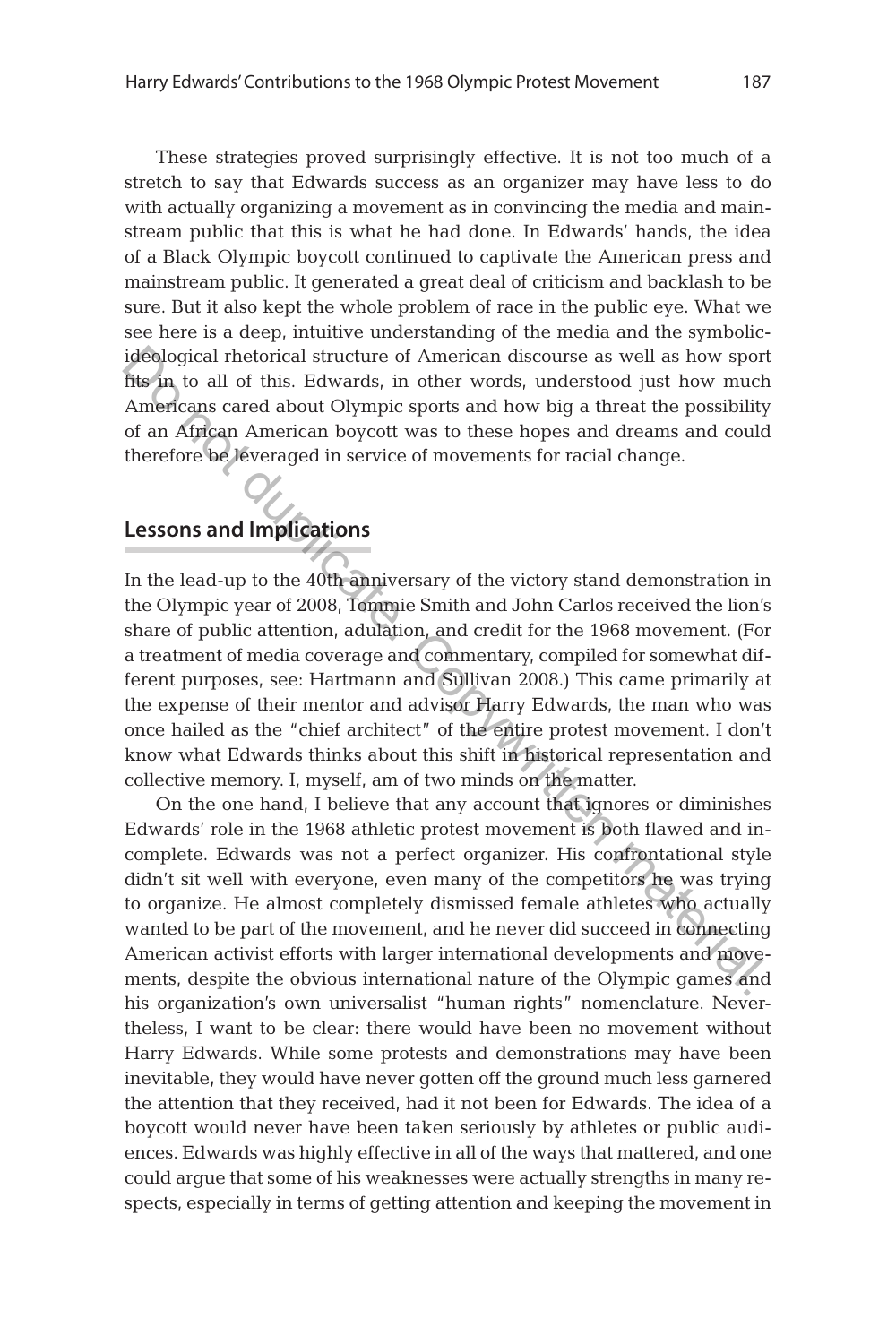These strategies proved surprisingly effective. It is not too much of a stretch to say that Edwards success as an organizer may have less to do with actually organizing a movement as in convincing the media and mainstream public that this is what he had done. In Edwards' hands, the idea of a Black Olympic boycott continued to captivate the American press and mainstream public. It generated a great deal of criticism and backlash to be sure. But it also kept the whole problem of race in the public eye. What we see here is a deep, intuitive understanding of the media and the symbolic-ideological rhetorical structure of American discourse as well as how sport fits in to all of this. Edwards, in other words, understood just how much Americans cared about Olympic sports and how big a threat the possibility of an African American boycott was to these hopes and dreams and could therefore be leveraged in service of movements for racial change.

## Lessons and Implications

In the lead-up to the 40th anniversary of the victory stand demonstration in the Olympic year of 2008, Tommie Smith and John Carlos received the lion's share of public attention, adulation, and credit for the 1968 movement. (For a treatment of media coverage and commentary, compiled for somewhat different purposes, see: Hartmann and Sullivan 2008.) This came primarily at the expense of their mentor and advisor Harry Edwards, the man who was once hailed as the "chief architect" of the entire protest movement. I don't know what Edwards thinks about this shift in historical representation and collective memory. I, myself, am of two minds on the matter.

On the one hand, I believe that any account that ignores or diminishes Edwards' role in the 1968 athletic protest movement is both flawed and incomplete. Edwards was not a perfect organizer. His confrontational style didn't sit well with everyone, even many of the competitors he was trying to organize. He almost completely dismissed female athletes who actually wanted to be part of the movement, and he never did succeed in connecting American activist efforts with larger international developments and movements, despite the obvious international nature of the Olympic games and his organization's own universalist "human rights" nomenclature. Nevertheless, I want to be clear: there would have been no movement without Harry Edwards. While some protests and demonstrations may have been inevitable, they would have never gotten off the ground much less garnered the attention that they received, had it not been for Edwards. The idea of a boycott would never have been taken seriously by athletes or public audiences. Edwards was highly effective in all of the ways that mattered, and one could argue that some of his weaknesses were actually strengths in many respects, especially in terms of getting attention and keeping the movement in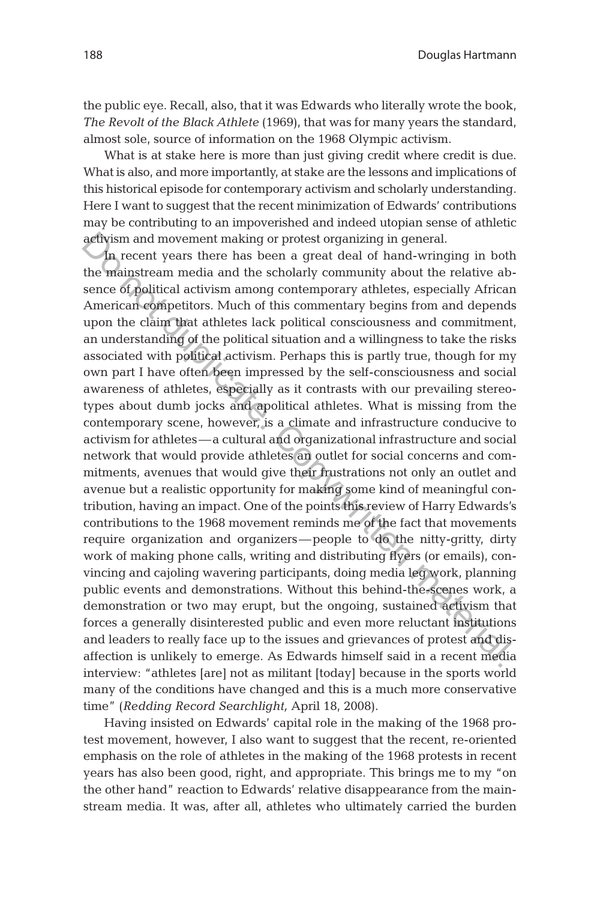the public eye. Recall, also, that it was Edwards who literally wrote the book, *The Revolt of the Black Athlete* (1969), that was for many years the standard, almost sole, source of information on the 1968 Olympic activism.

What is at stake here is more than just giving credit where credit is due. What is also, and more importantly, at stake are the lessons and implications of this historical episode for contemporary activism and scholarly understanding. Here I want to suggest that the recent minimization of Edwards' contributions may be contributing to an impoverished and indeed utopian sense of athletic activism and movement making or protest organizing in general.

In recent years there has been a great deal of hand-wringing in both the mainstream media and the scholarly community about the relative absence of political activism among contemporary athletes, especially African American competitors. Much of this commentary begins from and depends upon the claim that athletes lack political consciousness and commitment, an understanding of the political situation and a willingness to take the risks associated with political activism. Perhaps this is partly true, though for my own part I have often been impressed by the self-consciousness and social awareness of athletes, especially as it contrasts with our prevailing stereotypes about dumb jocks and apolitical athletes. What is missing from the contemporary scene, however, is a climate and infrastructure conducive to activism for athletes—a cultural and organizational infrastructure and social network that would provide athletes an outlet for social concerns and commitments, avenues that would give their frustrations not only an outlet and avenue but a realistic opportunity for making some kind of meaningful contribution, having an impact. One of the points this review of Harry Edwards's contributions to the 1968 movement reminds me of the fact that movements require organization and organizers—people to do the nitty-gritty, dirty work of making phone calls, writing and distributing flyers (or emails), convincing and cajoling wavering participants, doing media leg work, planning public events and demonstrations. Without this behind-the-scenes work, a demonstration or two may erupt, but the ongoing, sustained activism that forces a generally disinterested public and even more reluctant institutions and leaders to really face up to the issues and grievances of protest and disaffection is unlikely to emerge. As Edwards himself said in a recent media interview: "athletes [are] not as militant [today] because in the sports world many of the conditions have changed and this is a much more conservative time" (*Redding Record Searchlight,* April 18, 2008).

Having insisted on Edwards' capital role in the making of the 1968 protest movement, however, I also want to suggest that the recent, re-oriented emphasis on the role of athletes in the making of the 1968 protests in recent years has also been good, right, and appropriate. This brings me to my "on the other hand" reaction to Edwards' relative disappearance from the mainstream media. It was, after all, athletes who ultimately carried the burden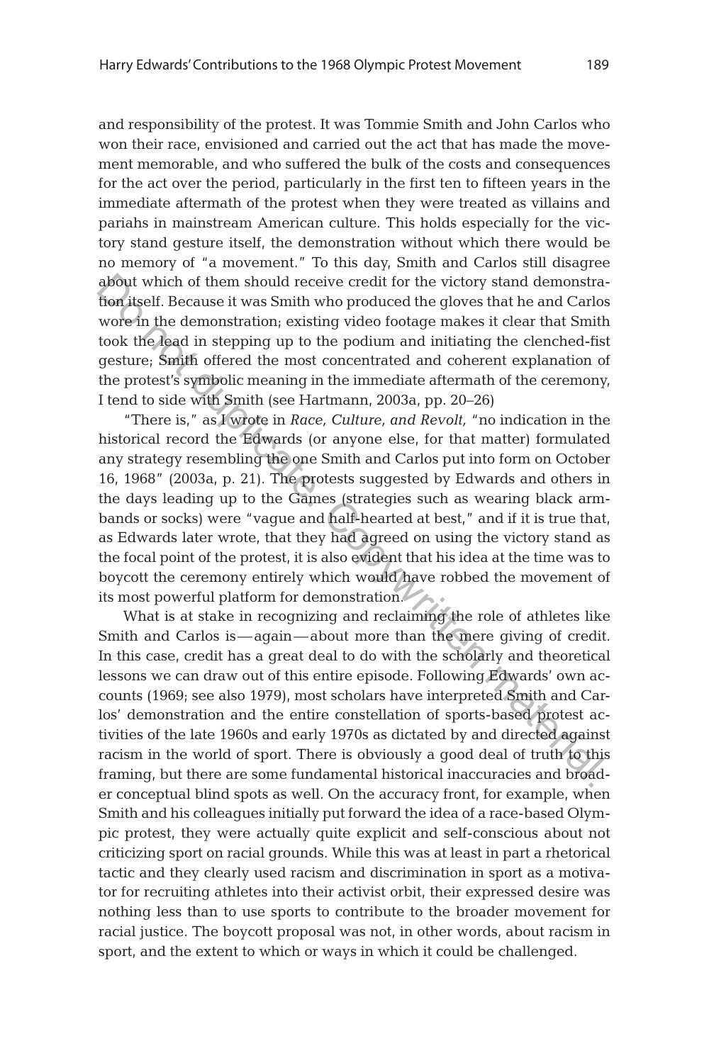and responsibility of the protest. It was Tommie Smith and John Carlos who won their race, envisioned and carried out the act that has made the movement memorable, and who suffered the bulk of the costs and consequences for the act over the period, particularly in the first ten to fifteen years in the immediate aftermath of the protest when they were treated as villains and pariahs in mainstream American culture. This holds especially for the victory stand gesture itself, the demonstration without which there would be no memory of "a movement." To this day, Smith and Carlos still disagree about which of them should receive credit for the victory stand demonstration itself. Because it was Smith who produced the gloves that he and Carlos wore in the demonstration; existing video footage makes it clear that Smith took the lead in stepping up to the podium and initiating the clenched-fist gesture; Smith offered the most concentrated and coherent explanation of the protest's symbolic meaning in the immediate aftermath of the ceremony, I tend to side with Smith (see Hartmann, 2003a, pp. 20–26)

"There is," as I wrote in *Race, Culture, and Revolt,* "no indication in the historical record the Edwards (or anyone else, for that matter) formulated any strategy resembling the one Smith and Carlos put into form on October 16, 1968" (2003a, p. 21). The protests suggested by Edwards and others in the days leading up to the Games (strategies such as wearing black armbands or socks) were "vague and half-hearted at best," and if it is true that, as Edwards later wrote, that they had agreed on using the victory stand as the focal point of the protest, it is also evident that his idea at the time was to boycott the ceremony entirely which would have robbed the movement of its most powerful platform for demonstration.

What is at stake in recognizing and reclaiming the role of athletes like Smith and Carlos is—again—about more than the mere giving of credit. In this case, credit has a great deal to do with the scholarly and theoretical lessons we can draw out of this entire episode. Following Edwards' own accounts (1969; see also 1979), most scholars have interpreted Smith and Carlos' demonstration and the entire constellation of sports-based protest activities of the late 1960s and early 1970s as dictated by and directed against racism in the world of sport. There is obviously a good deal of truth to this framing, but there are some fundamental historical inaccuracies and broader conceptual blind spots as well. On the accuracy front, for example, when Smith and his colleagues initially put forward the idea of a race-based Olympic protest, they were actually quite explicit and self-conscious about not criticizing sport on racial grounds. While this was at least in part a rhetorical tactic and they clearly used racism and discrimination in sport as a motivator for recruiting athletes into their activist orbit, their expressed desire was nothing less than to use sports to contribute to the broader movement for racial justice. The boycott proposal was not, in other words, about racism in sport, and the extent to which or ways in which it could be challenged.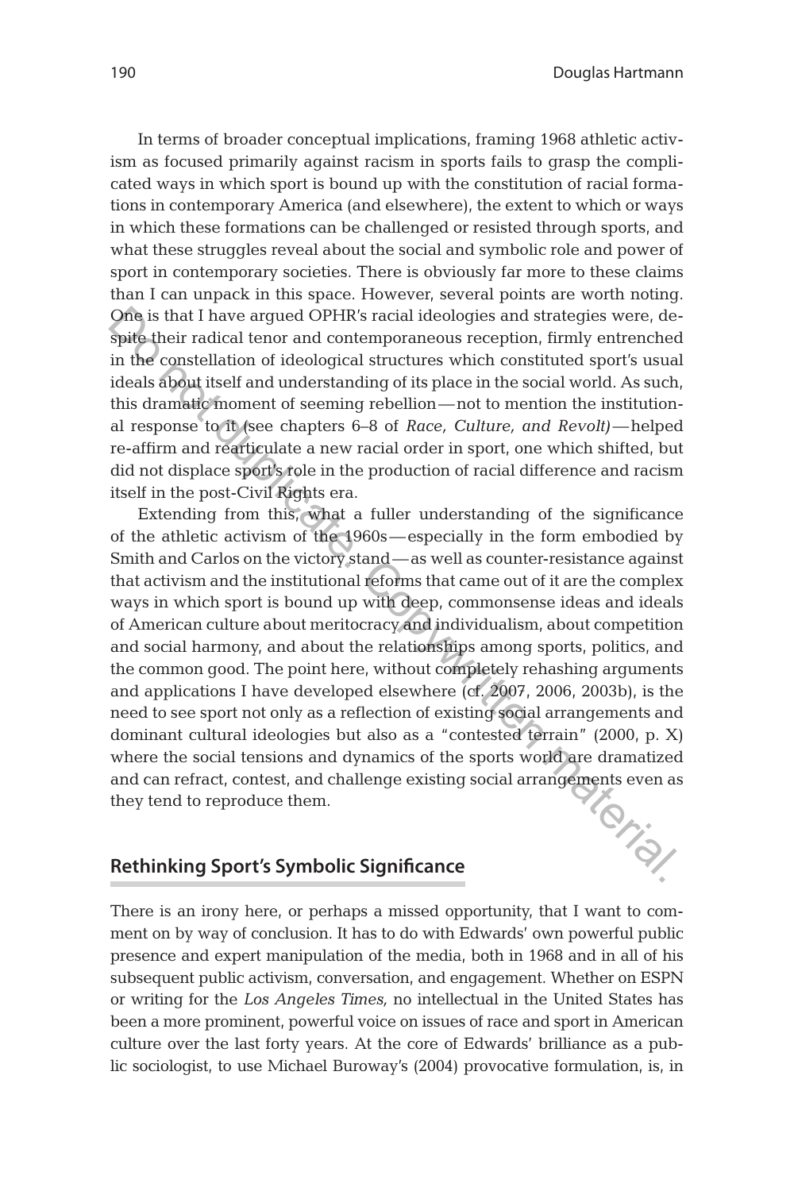In terms of broader conceptual implications, framing 1968 athletic activism as focused primarily against racism in sports fails to grasp the complicated ways in which sport is bound up with the constitution of racial formations in contemporary America (and elsewhere), the extent to which or ways in which these formations can be challenged or resisted through sports, and what these struggles reveal about the social and symbolic role and power of sport in contemporary societies. There is obviously far more to these claims than I can unpack in this space. However, several points are worth noting. One is that I have argued OPHR's racial ideologies and strategies were, despite their radical tenor and contemporaneous reception, firmly entrenched in the constellation of ideological structures which constituted sport's usual ideals about itself and understanding of its place in the social world. As such, this dramatic moment of seeming rebellion—not to mention the institutional response to it (see chapters 6–8 of *Race, Culture, and Revolt)*—helped re-affirm and rearticulate a new racial order in sport, one which shifted, but did not displace sport's role in the production of racial difference and racism itself in the post-Civil Rights era.

Extending from this, what a fuller understanding of the significance of the athletic activism of the 1960s—especially in the form embodied by Smith and Carlos on the victory stand—as well as counter-resistance against that activism and the institutional reforms that came out of it are the complex ways in which sport is bound up with deep, commonsense ideas and ideals of American culture about meritocracy and individualism, about competition and social harmony, and about the relationships among sports, politics, and the common good. The point here, without completely rehashing arguments and applications I have developed elsewhere (cf. 2007, 2006, 2003b), is the need to see sport not only as a reflection of existing social arrangements and dominant cultural ideologies but also as a "contested terrain" (2000, p. X) where the social tensions and dynamics of the sports world are dramatized and can refract, contest, and challenge existing social arrangements even as they tend to reproduce them.

## Rethinking Sport's Symbolic Significance

There is an irony here, or perhaps a missed opportunity, that I want to comment on by way of conclusion. It has to do with Edwards' own powerful public presence and expert manipulation of the media, both in 1968 and in all of his subsequent public activism, conversation, and engagement. Whether on ESPN or writing for the *Los Angeles Times,* no intellectual in the United States has been a more prominent, powerful voice on issues of race and sport in American culture over the last forty years. At the core of Edwards' brilliance as a public sociologist, to use Michael Buroway's (2004) provocative formulation, is, in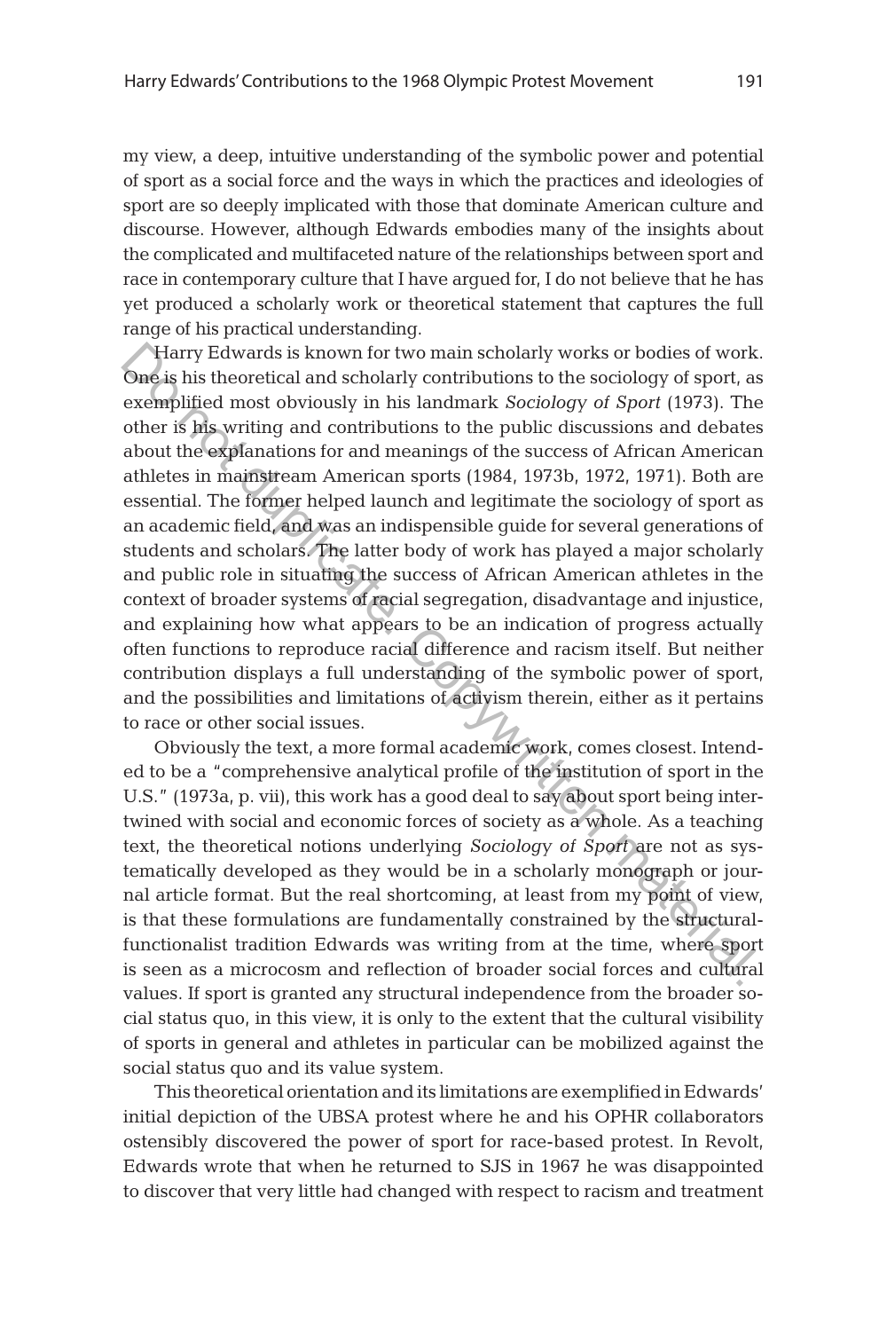my view, a deep, intuitive understanding of the symbolic power and potential of sport as a social force and the ways in which the practices and ideologies of sport are so deeply implicated with those that dominate American culture and discourse. However, although Edwards embodies many of the insights about the complicated and multifaceted nature of the relationships between sport and race in contemporary culture that I have argued for, I do not believe that he has yet produced a scholarly work or theoretical statement that captures the full range of his practical understanding.

Harry Edwards is known for two main scholarly works or bodies of work. One is his theoretical and scholarly contributions to the sociology of sport, as exemplified most obviously in his landmark *Sociology of Sport* (1973). The other is his writing and contributions to the public discussions and debates about the explanations for and meanings of the success of African American athletes in mainstream American sports (1984, 1973b, 1972, 1971). Both are essential. The former helped launch and legitimate the sociology of sport as an academic field, and was an indispensible guide for several generations of students and scholars. The latter body of work has played a major scholarly and public role in situating the success of African American athletes in the context of broader systems of racial segregation, disadvantage and injustice, and explaining how what appears to be an indication of progress actually often functions to reproduce racial difference and racism itself. But neither contribution displays a full understanding of the symbolic power of sport, and the possibilities and limitations of activism therein, either as it pertains to race or other social issues.

Obviously the text, a more formal academic work, comes closest. Intended to be a "comprehensive analytical profile of the institution of sport in the U.S." (1973a, p. vii), this work has a good deal to say about sport being intertwined with social and economic forces of society as a whole. As a teaching text, the theoretical notions underlying *Sociology of Sport* are not as systematically developed as they would be in a scholarly monograph or journal article format. But the real shortcoming, at least from my point of view, is that these formulations are fundamentally constrained by the structural-functionalist tradition Edwards was writing from at the time, where sport is seen as a microcosm and reflection of broader social forces and cultural values. If sport is granted any structural independence from the broader social status quo, in this view, it is only to the extent that the cultural visibility of sports in general and athletes in particular can be mobilized against the social status quo and its value system.

This theoretical orientation and its limitations are exemplified in Edwards' initial depiction of the UBSA protest where he and his OPHR collaborators ostensibly discovered the power of sport for race-based protest. In Revolt, Edwards wrote that when he returned to SJS in 1967 he was disappointed to discover that very little had changed with respect to racism and treatment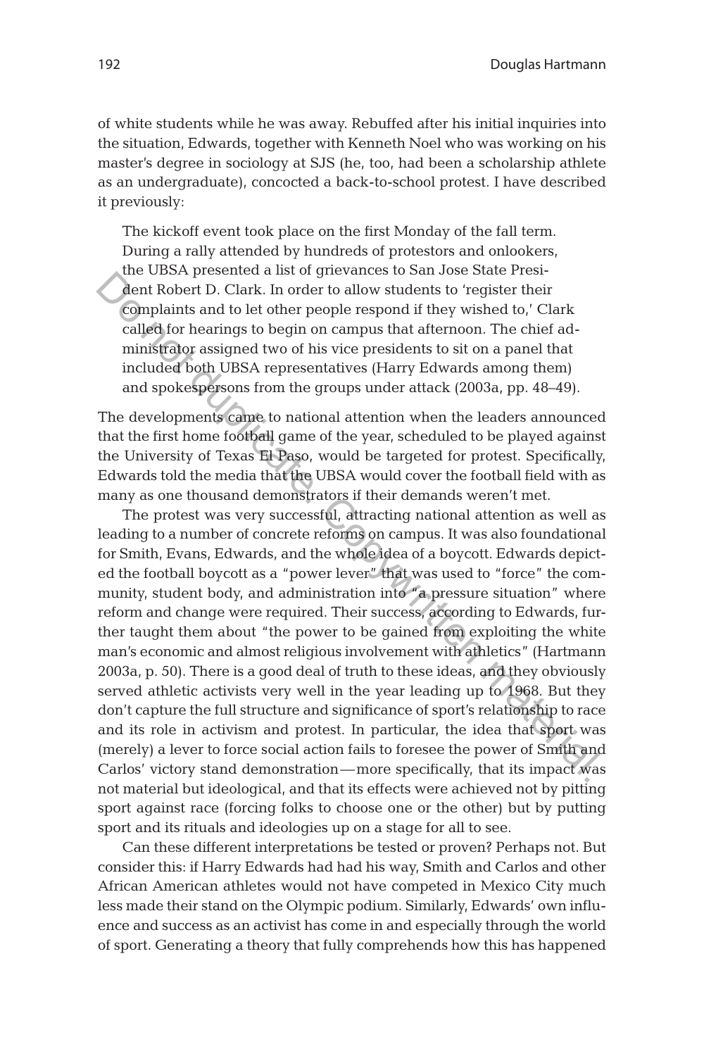of white students while he was away. Rebuffed after his initial inquiries into the situation, Edwards, together with Kenneth Noel who was working on his master's degree in sociology at SJS (he, too, had been a scholarship athlete as an undergraduate), concocted a back-to-school protest. I have described it previously:

> The kickoff event took place on the first Monday of the fall term. During a rally attended by hundreds of protestors and onlookers, the UBSA presented a list of grievances to San Jose State President Robert D. Clark. In order to allow students to 'register their complaints and to let other people respond if they wished to,' Clark called for hearings to begin on campus that afternoon. The chief administrator assigned two of his vice presidents to sit on a panel that included both UBSA representatives (Harry Edwards among them) and spokespersons from the groups under attack (2003a, pp. 48–49).

The developments came to national attention when the leaders announced that the first home football game of the year, scheduled to be played against the University of Texas El Paso, would be targeted for protest. Specifically, Edwards told the media that the UBSA would cover the football field with as many as one thousand demonstrators if their demands weren't met.

The protest was very successful, attracting national attention as well as leading to a number of concrete reforms on campus. It was also foundational for Smith, Evans, Edwards, and the whole idea of a boycott. Edwards depicted the football boycott as a "power lever" that was used to "force" the community, student body, and administration into "a pressure situation" where reform and change were required. Their success, according to Edwards, further taught them about "the power to be gained from exploiting the white man's economic and almost religious involvement with athletics" (Hartmann 2003a, p. 50). There is a good deal of truth to these ideas, and they obviously served athletic activists very well in the year leading up to 1968. But they don't capture the full structure and significance of sport's relationship to race and its role in activism and protest. In particular, the idea that sport was (merely) a lever to force social action fails to foresee the power of Smith and Carlos' victory stand demonstration—more specifically, that its impact was not material but ideological, and that its effects were achieved not by pitting sport against race (forcing folks to choose one or the other) but by putting sport and its rituals and ideologies up on a stage for all to see.

Can these different interpretations be tested or proven? Perhaps not. But consider this: if Harry Edwards had had his way, Smith and Carlos and other African American athletes would not have competed in Mexico City much less made their stand on the Olympic podium. Similarly, Edwards' own influence and success as an activist has come in and especially through the world of sport. Generating a theory that fully comprehends how this has happened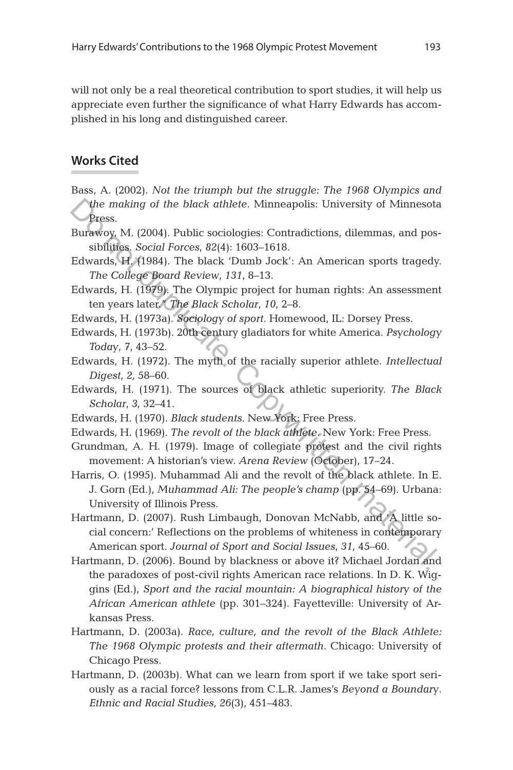will not only be a real theoretical contribution to sport studies, it will help us appreciate even further the significance of what Harry Edwards has accomplished in his long and distinguished career.

## Works Cited

Bass, A. (2002). *Not the triumph but the struggle: The 1968 Olympics and the making of the black athlete*. Minneapolis: University of Minnesota Press.

Burawoy, M. (2004). Public sociologies: Contradictions, dilemmas, and possibilities. *Social Forces*, *82*(4): 1603–1618.

Edwards, H. (1984). The black 'Dumb Jock': An American sports tragedy. *The College Board Review*, *131*, 8–13.

Edwards, H. (1979). The Olympic project for human rights: An assessment ten years later." *The Black Scholar*, *10*, 2–8.

Edwards, H. (1973a). *Sociology of sport*. Homewood, IL: Dorsey Press.

Edwards, H. (1973b). 20th century gladiators for white America. *Psychology Today*, *7*, 43–52.

Edwards, H. (1972). The myth of the racially superior athlete. *Intellectual Digest*, *2,* 58–60.

Edwards, H. (1971). The sources of black athletic superiority. *The Black Scholar*, *3,* 32–41.

Edwards, H. (1970). *Black students*. New York: Free Press.

Edwards, H. (1969). *The revolt of the black athlete*. New York: Free Press.

Grundman, A. H. (1979). Image of collegiate protest and the civil rights movement: A historian's view. *Arena Review* (October), 17–24.

Harris, O. (1995). Muhammad Ali and the revolt of the black athlete. In E. J. Gorn (Ed.), *Muhammad Ali: The people's champ* (pp. 54–69). Urbana: University of Illinois Press.

Hartmann, D. (2007). Rush Limbaugh, Donovan McNabb, and 'A little social concern:' Reflections on the problems of whiteness in contemporary American sport. *Journal of Sport and Social Issues*, *31,* 45–60.

Hartmann, D. (2006). Bound by blackness or above it? Michael Jordan and the paradoxes of post-civil rights American race relations. In D. K. Wiggins (Ed.), *Sport and the racial mountain: A biographical history of the African American athlete* (pp. 301–324). Fayetteville: University of Arkansas Press.

Hartmann, D. (2003a). *Race, culture, and the revolt of the Black Athlete: The 1968 Olympic protests and their aftermath*. Chicago: University of Chicago Press.

Hartmann, D. (2003b). What can we learn from sport if we take sport seriously as a racial force? lessons from C.L.R. James's *Beyond a Boundary*. *Ethnic and Racial Studies*, *26*(3), 451–483.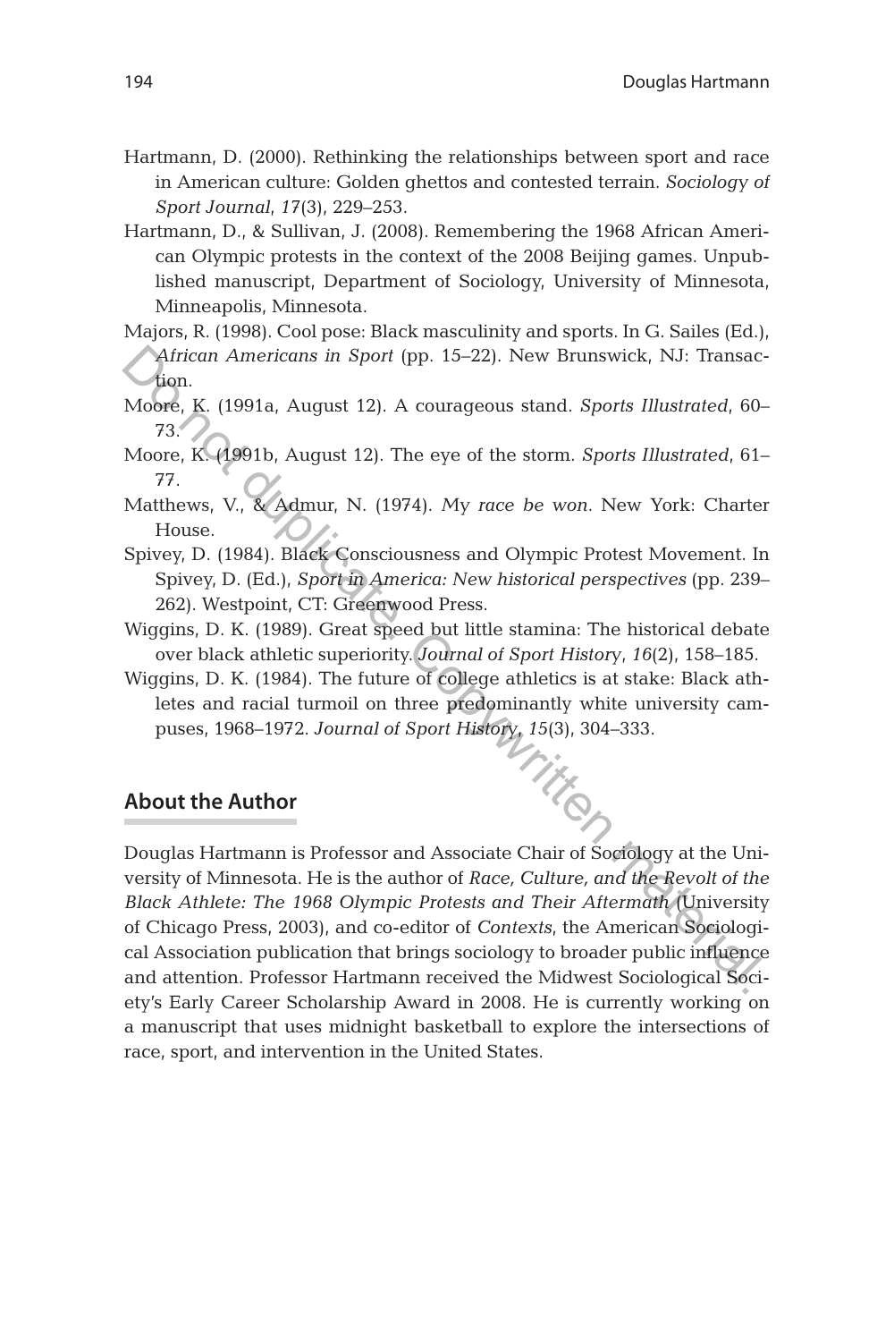Hartmann, D. (2000). Rethinking the relationships between sport and race in American culture: Golden ghettos and contested terrain. *Sociology of Sport Journal*, *17*(3), 229–253.

Hartmann, D., & Sullivan, J. (2008). Remembering the 1968 African American Olympic protests in the context of the 2008 Beijing games. Unpublished manuscript, Department of Sociology, University of Minnesota, Minneapolis, Minnesota.

Majors, R. (1998). Cool pose: Black masculinity and sports. In G. Sailes (Ed.), *African Americans in Sport* (pp. 15–22). New Brunswick, NJ: Transaction.

Moore, K. (1991a, August 12). A courageous stand. *Sports Illustrated*, 60–73.

Moore, K. (1991b, August 12). The eye of the storm. *Sports Illustrated*, 61–77.

Matthews, V., & Admur, N. (1974). *My race be won*. New York: Charter House.

Spivey, D. (1984). Black Consciousness and Olympic Protest Movement. In Spivey, D. (Ed.), *Sport in America: New historical perspectives* (pp. 239–262). Westpoint, CT: Greenwood Press.

Wiggins, D. K. (1989). Great speed but little stamina: The historical debate over black athletic superiority. *Journal of Sport History*, *16*(2), 158–185.

Wiggins, D. K. (1984). The future of college athletics is at stake: Black athletes and racial turmoil on three predominantly white university campuses, 1968–1972. *Journal of Sport History*, *15*(3), 304–333.

## About the Author

Douglas Hartmann is Professor and Associate Chair of Sociology at the University of Minnesota. He is the author of *Race, Culture, and the Revolt of the Black Athlete: The 1968 Olympic Protests and Their Aftermath* (University of Chicago Press, 2003), and co-editor of *Contexts*, the American Sociological Association publication that brings sociology to broader public influence and attention. Professor Hartmann received the Midwest Sociological Society's Early Career Scholarship Award in 2008. He is currently working on a manuscript that uses midnight basketball to explore the intersections of race, sport, and intervention in the United States.